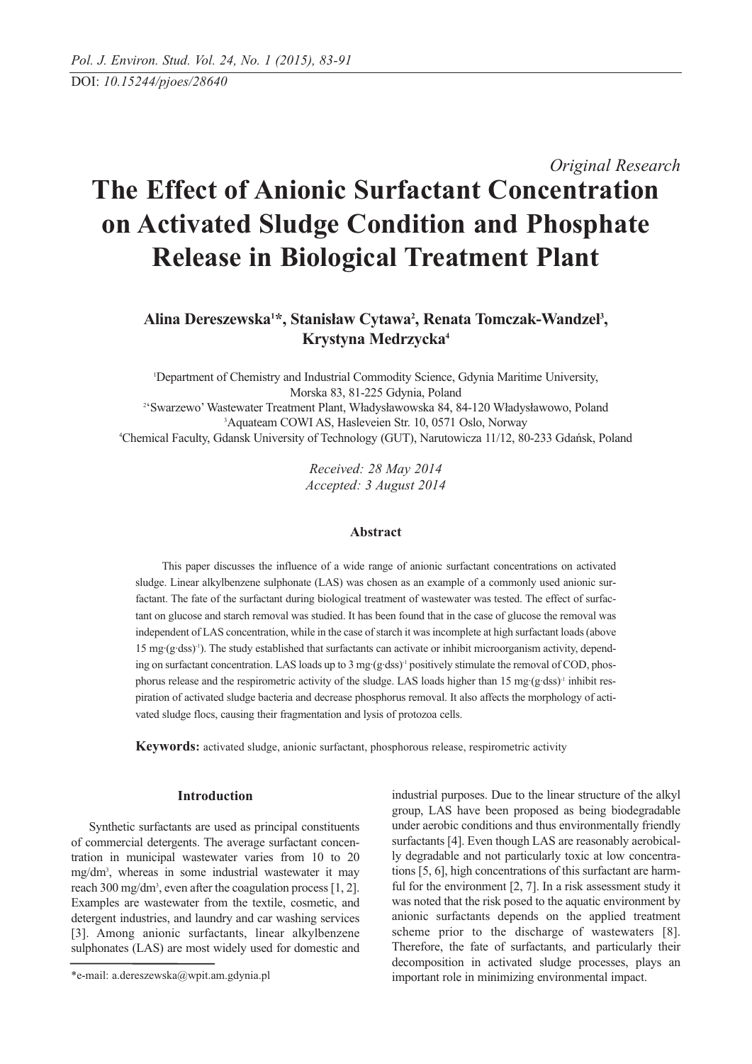*Original Research*

# The Effect of Anionic Surfactant Concentration on Activated Sludge Condition and Phosphate Release in Biological Treatment Plant

**Alina Dereszewska[1]\*, Stanisław Cytawa[2], Renata Tomczak-Wandzel[3], Krystyna Medrzycka[4]**

[1]Department of Chemistry and Industrial Commodity Science, Gdynia Maritime University, Morska 83, 81-225 Gdynia, Poland

[2]'Swarzewo' Wastewater Treatment Plant, Władysławowska 84, 84-120 Władysławowo, Poland

[3]Aquateam COWI AS, Hasleveien Str. 10, 0571 Oslo, Norway

[4]Chemical Faculty, Gdansk University of Technology (GUT), Narutowicza 11/12, 80-233 Gdańsk, Poland

*Received: 28 May 2014*
*Accepted: 3 August 2014*

### Abstract

This paper discusses the influence of a wide range of anionic surfactant concentrations on activated sludge. Linear alkylbenzene sulphonate (LAS) was chosen as an example of a commonly used anionic surfactant. The fate of the surfactant during biological treatment of wastewater was tested. The effect of surfactant on glucose and starch removal was studied. It has been found that in the case of glucose the removal was independent of LAS concentration, while in the case of starch it was incomplete at high surfactant loads (above 15 $mg\cdot(g\cdot dss)^{-1}$). The study established that surfactants can activate or inhibit microorganism activity, depending on surfactant concentration. LAS loads up to 3 $mg\cdot(g\cdot dss)^{-1}$ positively stimulate the removal of COD, phosphorus release and the respirometric activity of the sludge. LAS loads higher than 15 $mg\cdot(g\cdot dss)^{-1}$ inhibit respiration of activated sludge bacteria and decrease phosphorus removal. It also affects the morphology of activated sludge flocs, causing their fragmentation and lysis of protozoa cells.

**Keywords:** activated sludge, anionic surfactant, phosphorous release, respirometric activity

## Introduction

Synthetic surfactants are used as principal constituents of commercial detergents. The average surfactant concentration in municipal wastewater varies from 10 to 20 $mg/dm^3$, whereas in some industrial wastewater it may reach 300 $mg/dm^3$, even after the coagulation process [1, 2]. Examples are wastewater from the textile, cosmetic, and detergent industries, and laundry and car washing services [3]. Among anionic surfactants, linear alkylbenzene sulphonates (LAS) are most widely used for domestic and industrial purposes. Due to the linear structure of the alkyl group, LAS have been proposed as being biodegradable under aerobic conditions and thus environmentally friendly surfactants [4]. Even though LAS are reasonably aerobically degradable and not particularly toxic at low concentrations [5, 6], high concentrations of this surfactant are harmful for the environment [2, 7]. In a risk assessment study it was noted that the risk posed to the aquatic environment by anionic surfactants depends on the applied treatment scheme prior to the discharge of wastewaters [8]. Therefore, the fate of surfactants, and particularly their decomposition in activated sludge processes, plays an important role in minimizing environmental impact.

\*e-mail: a.dereszewska@wpit.am.gdynia.pl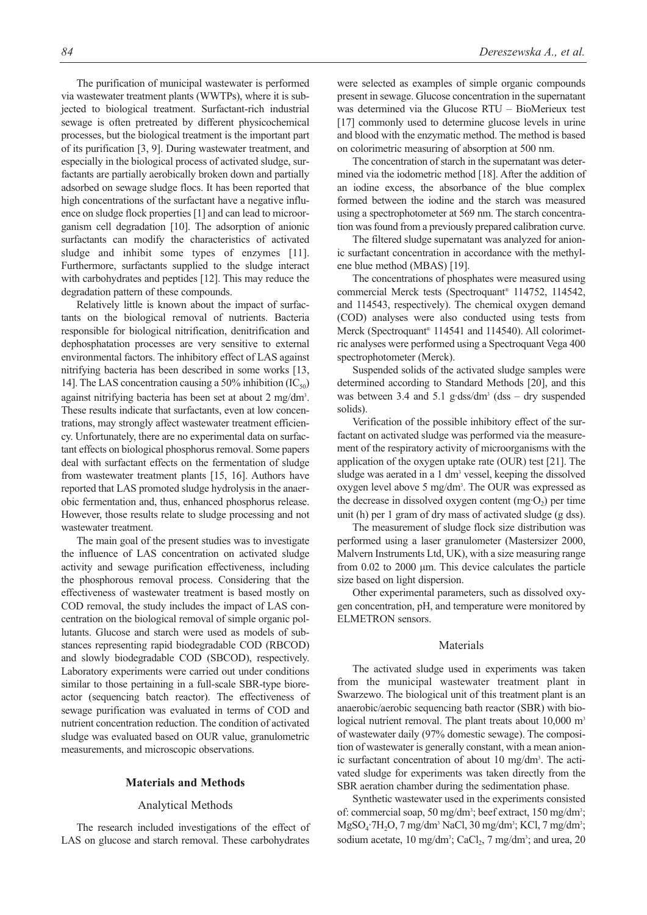The purification of municipal wastewater is performed via wastewater treatment plants (WWTPs), where it is subjected to biological treatment. Surfactant-rich industrial sewage is often pretreated by different physicochemical processes, but the biological treatment is the important part of its purification [3, 9]. During wastewater treatment, and especially in the biological process of activated sludge, surfactants are partially aerobically broken down and partially adsorbed on sewage sludge flocs. It has been reported that high concentrations of the surfactant have a negative influence on sludge flock properties [1] and can lead to microorganism cell degradation [10]. The adsorption of anionic surfactants can modify the characteristics of activated sludge and inhibit some types of enzymes [11]. Furthermore, surfactants supplied to the sludge interact with carbohydrates and peptides [12]. This may reduce the degradation pattern of these compounds.

Relatively little is known about the impact of surfactants on the biological removal of nutrients. Bacteria responsible for biological nitrification, denitrification and dephosphatation processes are very sensitive to external environmental factors. The inhibitory effect of LAS against nitrifying bacteria has been described in some works [13, 14]. The LAS concentration causing a 50% inhibition ($IC_{50}$) against nitrifying bacteria has been set at about 2 mg/dm$^3$. These results indicate that surfactants, even at low concentrations, may strongly affect wastewater treatment efficiency. Unfortunately, there are no experimental data on surfactant effects on biological phosphorus removal. Some papers deal with surfactant effects on the fermentation of sludge from wastewater treatment plants [15, 16]. Authors have reported that LAS promoted sludge hydrolysis in the anaerobic fermentation and, thus, enhanced phosphorus release. However, those results relate to sludge processing and not wastewater treatment.

The main goal of the present studies was to investigate the influence of LAS concentration on activated sludge activity and sewage purification effectiveness, including the phosphorous removal process. Considering that the effectiveness of wastewater treatment is based mostly on COD removal, the study includes the impact of LAS concentration on the biological removal of simple organic pollutants. Glucose and starch were used as models of substances representing rapid biodegradable COD (RBCOD) and slowly biodegradable COD (SBCOD), respectively. Laboratory experiments were carried out under conditions similar to those pertaining in a full-scale SBR-type bioreactor (sequencing batch reactor). The effectiveness of sewage purification was evaluated in terms of COD and nutrient concentration reduction. The condition of activated sludge was evaluated based on OUR value, granulometric measurements, and microscopic observations.

## Materials and Methods

### Analytical Methods

The research included investigations of the effect of LAS on glucose and starch removal. These carbohydrates were selected as examples of simple organic compounds present in sewage. Glucose concentration in the supernatant was determined via the Glucose RTU – BioMerieux test [17] commonly used to determine glucose levels in urine and blood with the enzymatic method. The method is based on colorimetric measuring of absorption at 500 nm.

The concentration of starch in the supernatant was determined via the iodometric method [18]. After the addition of an iodine excess, the absorbance of the blue complex formed between the iodine and the starch was measured using a spectrophotometer at 569 nm. The starch concentration was found from a previously prepared calibration curve.

The filtered sludge supernatant was analyzed for anionic surfactant concentration in accordance with the methylene blue method (MBAS) [19].

The concentrations of phosphates were measured using commercial Merck tests (Spectroquant® 114752, 114542, and 114543, respectively). The chemical oxygen demand (COD) analyses were also conducted using tests from Merck (Spectroquant® 114541 and 114540). All colorimetric analyses were performed using a Spectroquant Vega 400 spectrophotometer (Merck).

Suspended solids of the activated sludge samples were determined according to Standard Methods [20], and this was between 3.4 and 5.1 g·dss/dm$^3$ (dss – dry suspended solids).

Verification of the possible inhibitory effect of the surfactant on activated sludge was performed via the measurement of the respiratory activity of microorganisms with the application of the oxygen uptake rate (OUR) test [21]. The sludge was aerated in a 1 dm$^3$ vessel, keeping the dissolved oxygen level above 5 mg/dm$^3$. The OUR was expressed as the decrease in dissolved oxygen content (mg·$O_2$) per time unit (h) per 1 gram of dry mass of activated sludge (g dss).

The measurement of sludge flock size distribution was performed using a laser granulometer (Mastersizer 2000, Malvern Instruments Ltd, UK), with a size measuring range from 0.02 to 2000 µm. This device calculates the particle size based on light dispersion.

Other experimental parameters, such as dissolved oxygen concentration, pH, and temperature were monitored by ELMETRON sensors.

### Materials

The activated sludge used in experiments was taken from the municipal wastewater treatment plant in Swarzewo. The biological unit of this treatment plant is an anaerobic/aerobic sequencing bath reactor (SBR) with biological nutrient removal. The plant treats about 10,000 m$^3$ of wastewater daily (97% domestic sewage). The composition of wastewater is generally constant, with a mean anionic surfactant concentration of about 10 mg/dm$^3$. The activated sludge for experiments was taken directly from the SBR aeration chamber during the sedimentation phase.

Synthetic wastewater used in the experiments consisted of: commercial soap, 50 mg/dm$^3$; beef extract, 150 mg/dm$^3$; $MgSO_4 \cdot 7H_2O$, 7 mg/dm$^3$ NaCl, 30 mg/dm$^3$; KCl, 7 mg/dm$^3$; sodium acetate, 10 mg/dm$^3$; $CaCl_2$, 7 mg/dm$^3$; and urea, 20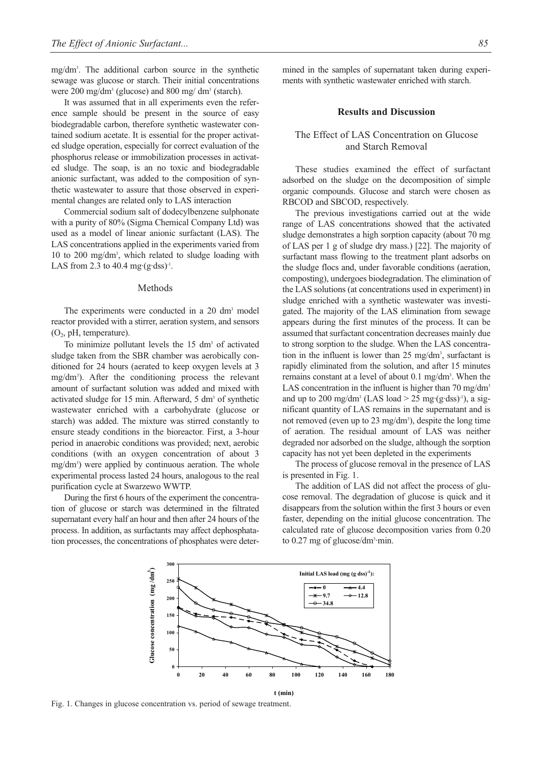mg/dm³. The additional carbon source in the synthetic sewage was glucose or starch. Their initial concentrations were 200 mg/dm³ (glucose) and 800 mg/ dm³ (starch).

It was assumed that in all experiments even the reference sample should be present in the source of easy biodegradable carbon, therefore synthetic wastewater contained sodium acetate. It is essential for the proper activated sludge operation, especially for correct evaluation of the phosphorus release or immobilization processes in activated sludge. The soap, is an no toxic and biodegradable anionic surfactant, was added to the composition of synthetic wastewater to assure that those observed in experimental changes are related only to LAS interaction

Commercial sodium salt of dodecylbenzene sulphonate with a purity of 80% (Sigma Chemical Company Ltd) was used as a model of linear anionic surfactant (LAS). The LAS concentrations applied in the experiments varied from 10 to 200 mg/dm³, which related to sludge loading with LAS from 2.3 to 40.4 mg·(g·dss)⁻¹.

### Methods

The experiments were conducted in a 20 dm³ model reactor provided with a stirrer, aeration system, and sensors ($O_2$, pH, temperature).

To minimize pollutant levels the 15 dm³ of activated sludge taken from the SBR chamber was aerobically conditioned for 24 hours (aerated to keep oxygen levels at 3 mg/dm³). After the conditioning process the relevant amount of surfactant solution was added and mixed with activated sludge for 15 min. Afterward, 5 dm³ of synthetic wastewater enriched with a carbohydrate (glucose or starch) was added. The mixture was stirred constantly to ensure steady conditions in the bioreactor. First, a 3-hour period in anaerobic conditions was provided; next, aerobic conditions (with an oxygen concentration of about 3 mg/dm³) were applied by continuous aeration. The whole experimental process lasted 24 hours, analogous to the real purification cycle at Swarzewo WWTP.

During the first 6 hours of the experiment the concentration of glucose or starch was determined in the filtrated supernatant every half an hour and then after 24 hours of the process. In addition, as surfactants may affect dephosphatation processes, the concentrations of phosphates were determined in the samples of supernatant taken during experiments with synthetic wastewater enriched with starch.

## Results and Discussion

### The Effect of LAS Concentration on Glucose and Starch Removal

These studies examined the effect of surfactant adsorbed on the sludge on the decomposition of simple organic compounds. Glucose and starch were chosen as RBCOD and SBCOD, respectively.

The previous investigations carried out at the wide range of LAS concentrations showed that the activated sludge demonstrates a high sorption capacity (about 70 mg of LAS per 1 g of sludge dry mass.) [22]. The majority of surfactant mass flowing to the treatment plant adsorbs on the sludge flocs and, under favorable conditions (aeration, composting), undergoes biodegradation. The elimination of the LAS solutions (at concentrations used in experiment) in sludge enriched with a synthetic wastewater was investigated. The majority of the LAS elimination from sewage appears during the first minutes of the process. It can be assumed that surfactant concentration decreases mainly due to strong sorption to the sludge. When the LAS concentration in the influent is lower than 25 mg/dm³, surfactant is rapidly eliminated from the solution, and after 15 minutes remains constant at a level of about 0.1 mg/dm³. When the LAS concentration in the influent is higher than 70 mg/dm³ and up to 200 mg/dm³ (LAS load > 25 mg·(g·dss)⁻¹), a significant quantity of LAS remains in the supernatant and is not removed (even up to 23 mg/dm³), despite the long time of aeration. The residual amount of LAS was neither degraded nor adsorbed on the sludge, although the sorption capacity has not yet been depleted in the experiments

The process of glucose removal in the presence of LAS is presented in Fig. 1.

The addition of LAS did not affect the process of glucose removal. The degradation of glucose is quick and it disappears from the solution within the first 3 hours or even faster, depending on the initial glucose concentration. The calculated rate of glucose decomposition varies from 0.20 to 0.27 mg of glucose/dm³·min.

Fig. 1. Changes in glucose concentration vs. period of sewage treatment.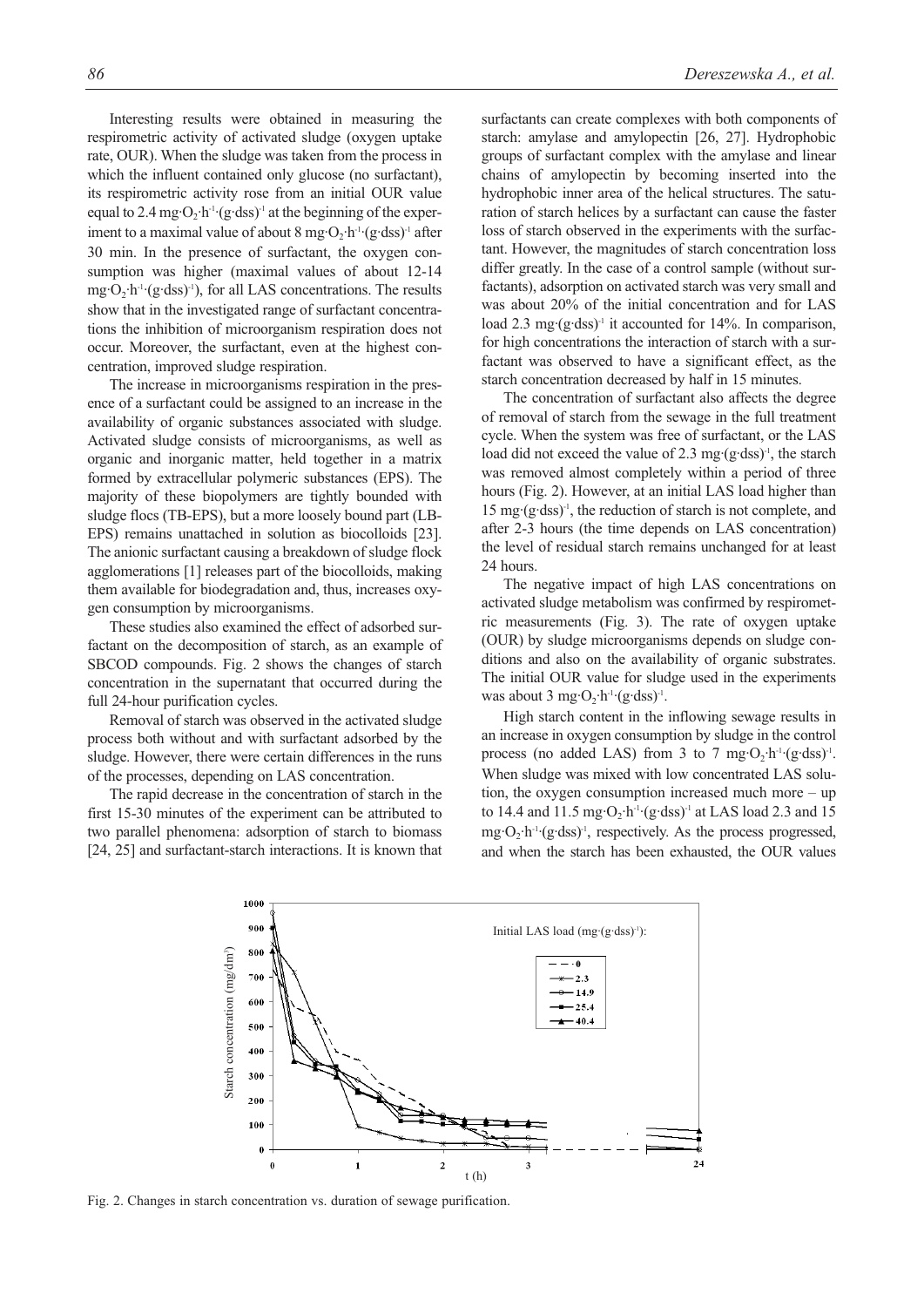Interesting results were obtained in measuring the respirometric activity of activated sludge (oxygen uptake rate, OUR). When the sludge was taken from the process in which the influent contained only glucose (no surfactant), its respirometric activity rose from an initial OUR value equal to 2.4 $mg{\cdot}O_2{\cdot}h^{-1}{\cdot}(g{\cdot}dss)^{-1}$ at the beginning of the experiment to a maximal value of about 8 $mg{\cdot}O_2{\cdot}h^{-1}{\cdot}(g{\cdot}dss)^{-1}$ after 30 min. In the presence of surfactant, the oxygen consumption was higher (maximal values of about 12-14 $mg{\cdot}O_2{\cdot}h^{-1}{\cdot}(g{\cdot}dss)^{-1}$), for all LAS concentrations. The results show that in the investigated range of surfactant concentrations the inhibition of microorganism respiration does not occur. Moreover, the surfactant, even at the highest concentration, improved sludge respiration.

The increase in microorganisms respiration in the presence of a surfactant could be assigned to an increase in the availability of organic substances associated with sludge. Activated sludge consists of microorganisms, as well as organic and inorganic matter, held together in a matrix formed by extracellular polymeric substances (EPS). The majority of these biopolymers are tightly bounded with sludge flocs (TB-EPS), but a more loosely bound part (LB-EPS) remains unattached in solution as biocolloids [23]. The anionic surfactant causing a breakdown of sludge flock agglomerations [1] releases part of the biocolloids, making them available for biodegradation and, thus, increases oxygen consumption by microorganisms.

These studies also examined the effect of adsorbed surfactant on the decomposition of starch, as an example of SBCOD compounds. Fig. 2 shows the changes of starch concentration in the supernatant that occurred during the full 24-hour purification cycles.

Removal of starch was observed in the activated sludge process both without and with surfactant adsorbed by the sludge. However, there were certain differences in the runs of the processes, depending on LAS concentration.

The rapid decrease in the concentration of starch in the first 15-30 minutes of the experiment can be attributed to two parallel phenomena: adsorption of starch to biomass [24, 25] and surfactant-starch interactions. It is known that surfactants can create complexes with both components of starch: amylase and amylopectin [26, 27]. Hydrophobic groups of surfactant complex with the amylase and linear chains of amylopectin by becoming inserted into the hydrophobic inner area of the helical structures. The saturation of starch helices by a surfactant can cause the faster loss of starch observed in the experiments with the surfactant. However, the magnitudes of starch concentration loss differ greatly. In the case of a control sample (without surfactants), adsorption on activated starch was very small and was about 20% of the initial concentration and for LAS load 2.3 $mg{\cdot}(g{\cdot}dss)^{-1}$ it accounted for 14%. In comparison, for high concentrations the interaction of starch with a surfactant was observed to have a significant effect, as the starch concentration decreased by half in 15 minutes.

The concentration of surfactant also affects the degree of removal of starch from the sewage in the full treatment cycle. When the system was free of surfactant, or the LAS load did not exceed the value of 2.3 $mg{\cdot}(g{\cdot}dss)^{-1}$, the starch was removed almost completely within a period of three hours (Fig. 2). However, at an initial LAS load higher than 15 $mg{\cdot}(g{\cdot}dss)^{-1}$, the reduction of starch is not complete, and after 2-3 hours (the time depends on LAS concentration) the level of residual starch remains unchanged for at least 24 hours.

The negative impact of high LAS concentrations on activated sludge metabolism was confirmed by respirometric measurements (Fig. 3). The rate of oxygen uptake (OUR) by sludge microorganisms depends on sludge conditions and also on the availability of organic substrates. The initial OUR value for sludge used in the experiments was about 3 $mg{\cdot}O_2{\cdot}h^{-1}{\cdot}(g{\cdot}dss)^{-1}$.

High starch content in the inflowing sewage results in an increase in oxygen consumption by sludge in the control process (no added LAS) from 3 to 7 $mg{\cdot}O_2{\cdot}h^{-1}{\cdot}(g{\cdot}dss)^{-1}$. When sludge was mixed with low concentrated LAS solution, the oxygen consumption increased much more – up to 14.4 and 11.5 $mg{\cdot}O_2{\cdot}h^{-1}{\cdot}(g{\cdot}dss)^{-1}$ at LAS load 2.3 and 15 $mg{\cdot}O_2{\cdot}h^{-1}{\cdot}(g{\cdot}dss)^{-1}$, respectively. As the process progressed, and when the starch has been exhausted, the OUR values

Fig. 2. Changes in starch concentration vs. duration of sewage purification.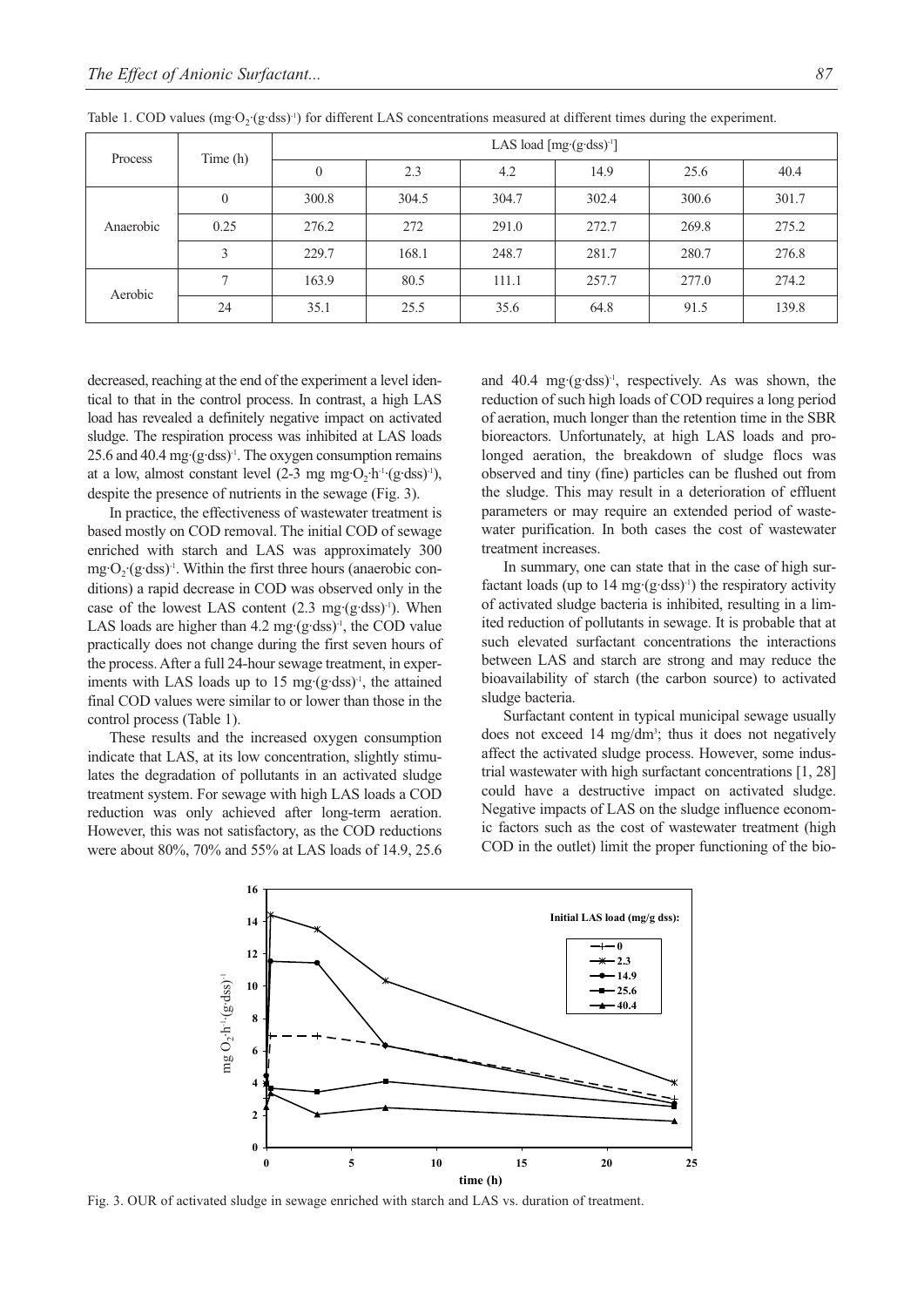Table 1. COD values (mg·$O_2$·(g·dss)$^{-1}$) for different LAS concentrations measured at different times during the experiment.

| Process | Time (h) | LAS load [mg·(g·dss)$^{-1}$] | | | | | |
|---|---|---|---|---|---|---|---|
| | | 0 | 2.3 | 4.2 | 14.9 | 25.6 | 40.4 |
| Anaerobic | 0 | 300.8 | 304.5 | 304.7 | 302.4 | 300.6 | 301.7 |
| | 0.25 | 276.2 | 272 | 291.0 | 272.7 | 269.8 | 275.2 |
| | 3 | 229.7 | 168.1 | 248.7 | 281.7 | 280.7 | 276.8 |
| Aerobic | 7 | 163.9 | 80.5 | 111.1 | 257.7 | 277.0 | 274.2 |
| | 24 | 35.1 | 25.5 | 35.6 | 64.8 | 91.5 | 139.8 |

decreased, reaching at the end of the experiment a level identical to that in the control process. In contrast, a high LAS load has revealed a definitely negative impact on activated sludge. The respiration process was inhibited at LAS loads 25.6 and 40.4 mg·(g·dss)$^{-1}$. The oxygen consumption remains at a low, almost constant level (2-3 mg mg·$O_2$·h$^{-1}$·(g·dss)$^{-1}$), despite the presence of nutrients in the sewage (Fig. 3).

In practice, the effectiveness of wastewater treatment is based mostly on COD removal. The initial COD of sewage enriched with starch and LAS was approximately 300 mg·$O_2$·(g·dss)$^{-1}$. Within the first three hours (anaerobic conditions) a rapid decrease in COD was observed only in the case of the lowest LAS content (2.3 mg·(g·dss)$^{-1}$). When LAS loads are higher than 4.2 mg·(g·dss)$^{-1}$, the COD value practically does not change during the first seven hours of the process. After a full 24-hour sewage treatment, in experiments with LAS loads up to 15 mg·(g·dss)$^{-1}$, the attained final COD values were similar to or lower than those in the control process (Table 1).

These results and the increased oxygen consumption indicate that LAS, at its low concentration, slightly stimulates the degradation of pollutants in an activated sludge treatment system. For sewage with high LAS loads a COD reduction was only achieved after long-term aeration. However, this was not satisfactory, as the COD reductions were about 80%, 70% and 55% at LAS loads of 14.9, 25.6 and 40.4 mg·(g·dss)$^{-1}$, respectively. As was shown, the reduction of such high loads of COD requires a long period of aeration, much longer than the retention time in the SBR bioreactors. Unfortunately, at high LAS loads and prolonged aeration, the breakdown of sludge flocs was observed and tiny (fine) particles can be flushed out from the sludge. This may result in a deterioration of effluent parameters or may require an extended period of wastewater purification. In both cases the cost of wastewater treatment increases.

In summary, one can state that in the case of high surfactant loads (up to 14 mg·(g·dss)$^{-1}$) the respiratory activity of activated sludge bacteria is inhibited, resulting in a limited reduction of pollutants in sewage. It is probable that at such elevated surfactant concentrations the interactions between LAS and starch are strong and may reduce the bioavailability of starch (the carbon source) to activated sludge bacteria.

Surfactant content in typical municipal sewage usually does not exceed 14 mg/dm$^3$; thus it does not negatively affect the activated sludge process. However, some industrial wastewater with high surfactant concentrations [1, 28] could have a destructive impact on activated sludge. Negative impacts of LAS on the sludge influence economic factors such as the cost of wastewater treatment (high COD in the outlet) limit the proper functioning of the bio-

Fig. 3. OUR of activated sludge in sewage enriched with starch and LAS vs. duration of treatment.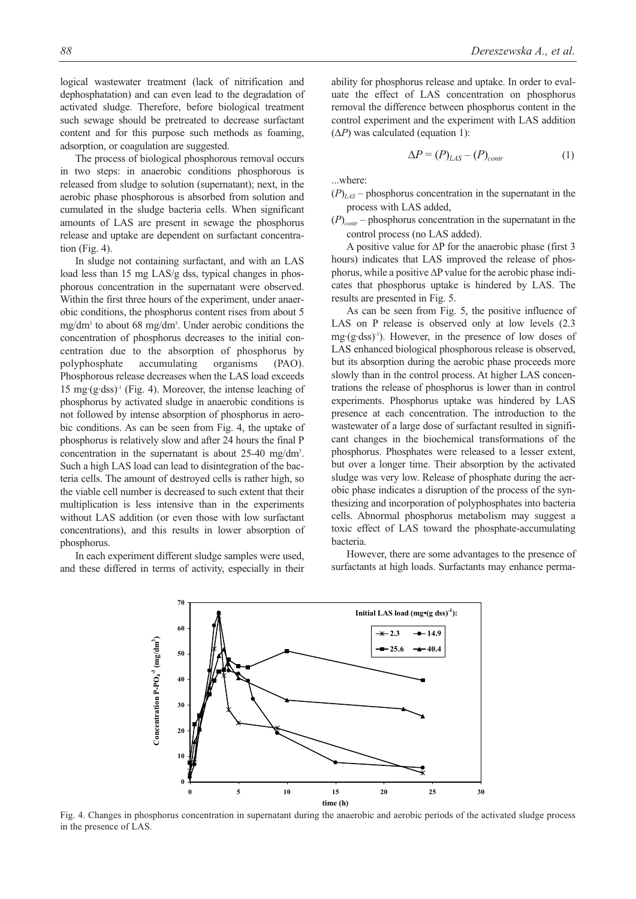logical wastewater treatment (lack of nitrification and dephosphatation) and can even lead to the degradation of activated sludge. Therefore, before biological treatment such sewage should be pretreated to decrease surfactant content and for this purpose such methods as foaming, adsorption, or coagulation are suggested.

The process of biological phosphorous removal occurs in two steps: in anaerobic conditions phosphorous is released from sludge to solution (supernatant); next, in the aerobic phase phosphorous is absorbed from solution and cumulated in the sludge bacteria cells. When significant amounts of LAS are present in sewage the phosphorus release and uptake are dependent on surfactant concentration (Fig. 4).

In sludge not containing surfactant, and with an LAS load less than 15 mg LAS/g dss, typical changes in phosphorous concentration in the supernatant were observed. Within the first three hours of the experiment, under anaerobic conditions, the phosphorus content rises from about 5 mg/dm$^3$ to about 68 mg/dm$^3$. Under aerobic conditions the concentration of phosphorus decreases to the initial concentration due to the absorption of phosphorus by polyphosphate accumulating organisms (PAO). Phosphorous release decreases when the LAS load exceeds 15 mg·(g·dss)$^{-1}$ (Fig. 4). Moreover, the intense leaching of phosphorus by activated sludge in anaerobic conditions is not followed by intense absorption of phosphorus in aerobic conditions. As can be seen from Fig. 4, the uptake of phosphorus is relatively slow and after 24 hours the final P concentration in the supernatant is about 25-40 mg/dm$^3$. Such a high LAS load can lead to disintegration of the bacteria cells. The amount of destroyed cells is rather high, so the viable cell number is decreased to such extent that their multiplication is less intensive than in the experiments without LAS addition (or even those with low surfactant concentrations), and this results in lower absorption of phosphorus.

In each experiment different sludge samples were used, and these differed in terms of activity, especially in their ability for phosphorus release and uptake. In order to evaluate the effect of LAS concentration on phosphorus removal the difference between phosphorus content in the control experiment and the experiment with LAS addition ($\Delta P$) was calculated (equation 1):

$$\Delta P = (P)_{LAS} - (P)_{contr} \tag{1}$$

...where:

$(P)_{LAS}$ – phosphorus concentration in the supernatant in the process with LAS added,

$(P)_{contr}$ – phosphorus concentration in the supernatant in the control process (no LAS added).

A positive value for ΔP for the anaerobic phase (first 3 hours) indicates that LAS improved the release of phosphorus, while a positive ΔP value for the aerobic phase indicates that phosphorus uptake is hindered by LAS. The results are presented in Fig. 5.

As can be seen from Fig. 5, the positive influence of LAS on P release is observed only at low levels (2.3 mg·(g·dss)$^{-1}$). However, in the presence of low doses of LAS enhanced biological phosphorous release is observed, but its absorption during the aerobic phase proceeds more slowly than in the control process. At higher LAS concentrations the release of phosphorus is lower than in control experiments. Phosphorus uptake was hindered by LAS presence at each concentration. The introduction to the wastewater of a large dose of surfactant resulted in significant changes in the biochemical transformations of the phosphorus. Phosphates were released to a lesser extent, but over a longer time. Their absorption by the activated sludge was very low. Release of phosphate during the aerobic phase indicates a disruption of the process of the synthesizing and incorporation of polyphosphates into bacteria cells. Abnormal phosphorus metabolism may suggest a toxic effect of LAS toward the phosphate-accumulating bacteria.

However, there are some advantages to the presence of surfactants at high loads. Surfactants may enhance perma-

Fig. 4. Changes in phosphorus concentration in supernatant during the anaerobic and aerobic periods of the activated sludge process in the presence of LAS.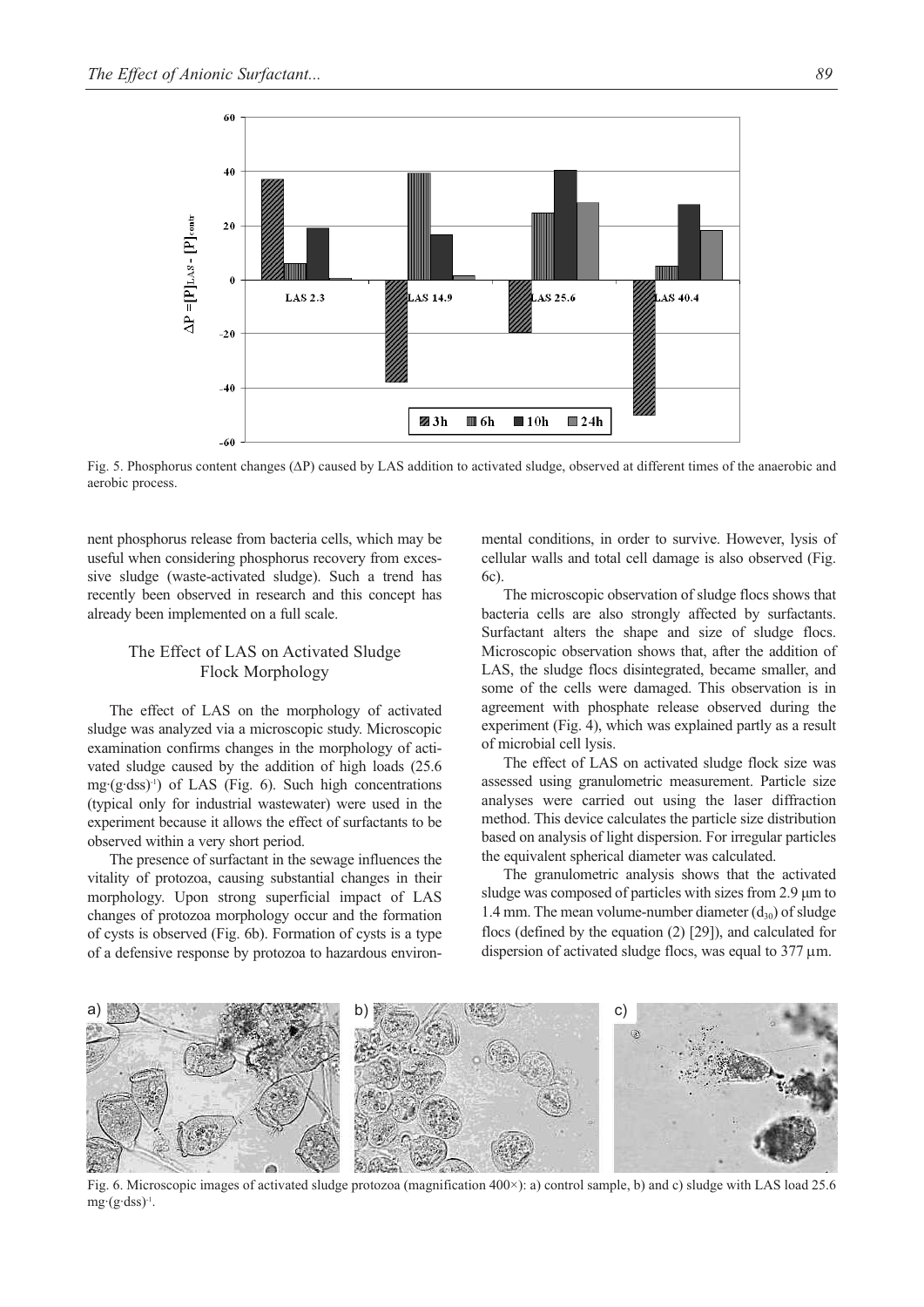Fig. 5. Phosphorus content changes (ΔP) caused by LAS addition to activated sludge, observed at different times of the anaerobic and aerobic process.

nent phosphorus release from bacteria cells, which may be useful when considering phosphorus recovery from excessive sludge (waste-activated sludge). Such a trend has recently been observed in research and this concept has already been implemented on a full scale.

## The Effect of LAS on Activated Sludge Flock Morphology

The effect of LAS on the morphology of activated sludge was analyzed via a microscopic study. Microscopic examination confirms changes in the morphology of activated sludge caused by the addition of high loads (25.6 $mg \cdot (g \cdot dss)^{-1}$) of LAS (Fig. 6). Such high concentrations (typical only for industrial wastewater) were used in the experiment because it allows the effect of surfactants to be observed within a very short period.

The presence of surfactant in the sewage influences the vitality of protozoa, causing substantial changes in their morphology. Upon strong superficial impact of LAS changes of protozoa morphology occur and the formation of cysts is observed (Fig. 6b). Formation of cysts is a type of a defensive response by protozoa to hazardous environmental conditions, in order to survive. However, lysis of cellular walls and total cell damage is also observed (Fig. 6c).

The microscopic observation of sludge flocs shows that bacteria cells are also strongly affected by surfactants. Surfactant alters the shape and size of sludge flocs. Microscopic observation shows that, after the addition of LAS, the sludge flocs disintegrated, became smaller, and some of the cells were damaged. This observation is in agreement with phosphate release observed during the experiment (Fig. 4), which was explained partly as a result of microbial cell lysis.

The effect of LAS on activated sludge flock size was assessed using granulometric measurement. Particle size analyses were carried out using the laser diffraction method. This device calculates the particle size distribution based on analysis of light dispersion. For irregular particles the equivalent spherical diameter was calculated.

The granulometric analysis shows that the activated sludge was composed of particles with sizes from 2.9 μm to 1.4 mm. The mean volume-number diameter ($d_{30}$) of sludge flocs (defined by the equation (2) [29]), and calculated for dispersion of activated sludge flocs, was equal to 377 μm.

Fig. 6. Microscopic images of activated sludge protozoa (magnification 400×): a) control sample, b) and c) sludge with LAS load 25.6 $mg \cdot (g \cdot dss)^{-1}$.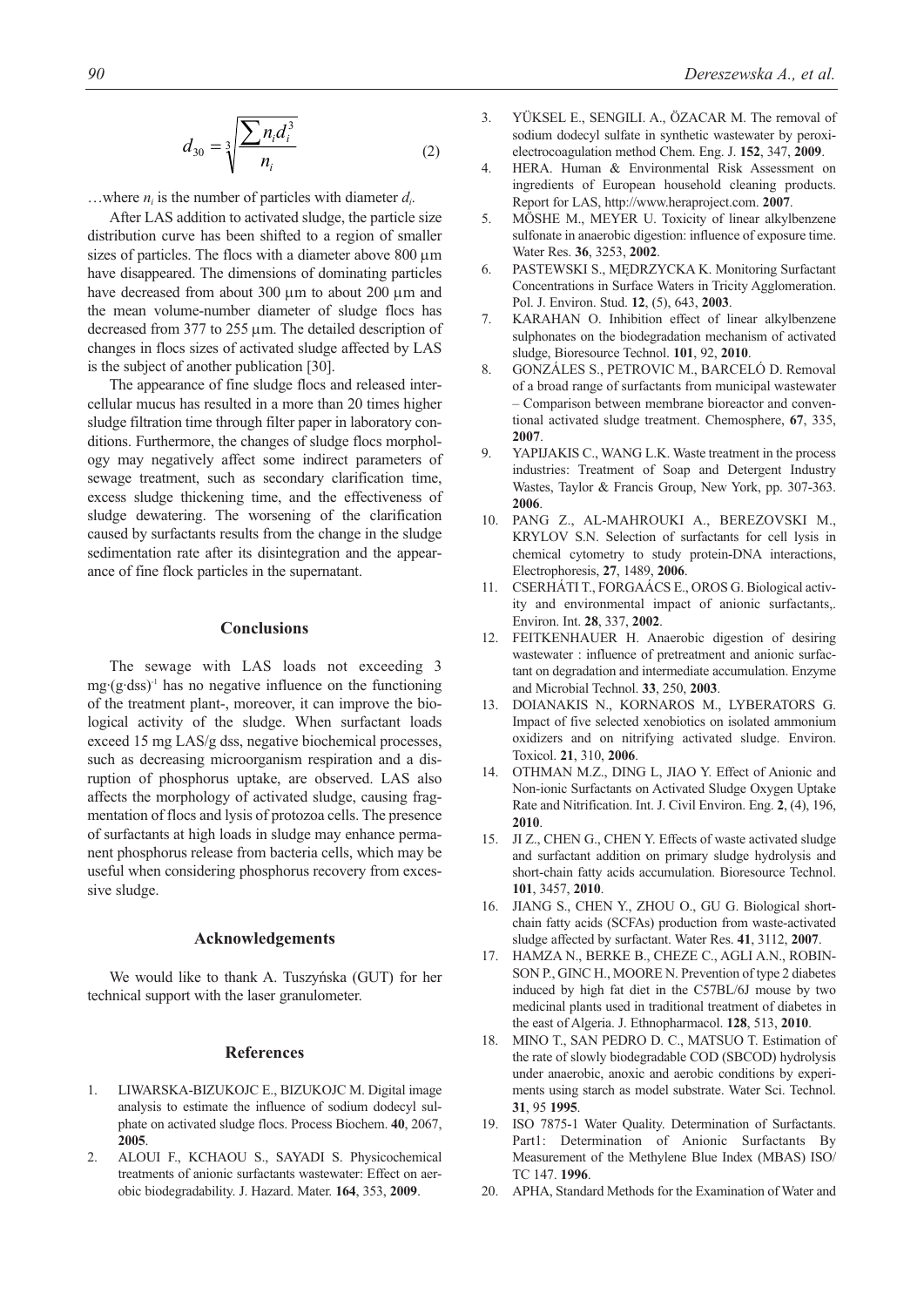$$d_{30} = \sqrt[3]{\frac{\sum n_i d_i^3}{n_i}} \tag{2}$$

…where $n_i$ is the number of particles with diameter $d_i$.

After LAS addition to activated sludge, the particle size distribution curve has been shifted to a region of smaller sizes of particles. The flocs with a diameter above 800 μm have disappeared. The dimensions of dominating particles have decreased from about 300 μm to about 200 μm and the mean volume-number diameter of sludge flocs has decreased from 377 to 255 μm. The detailed description of changes in flocs sizes of activated sludge affected by LAS is the subject of another publication [30].

The appearance of fine sludge flocs and released intercellular mucus has resulted in a more than 20 times higher sludge filtration time through filter paper in laboratory conditions. Furthermore, the changes of sludge flocs morphology may negatively affect some indirect parameters of sewage treatment, such as secondary clarification time, excess sludge thickening time, and the effectiveness of sludge dewatering. The worsening of the clarification caused by surfactants results from the change in the sludge sedimentation rate after its disintegration and the appearance of fine flock particles in the supernatant.

## Conclusions

The sewage with LAS loads not exceeding 3 $mg\cdot(g\cdot dss)^{-1}$ has no negative influence on the functioning of the treatment plant-, moreover, it can improve the biological activity of the sludge. When surfactant loads exceed 15 mg LAS/g dss, negative biochemical processes, such as decreasing microorganism respiration and a disruption of phosphorus uptake, are observed. LAS also affects the morphology of activated sludge, causing fragmentation of flocs and lysis of protozoa cells. The presence of surfactants at high loads in sludge may enhance permanent phosphorus release from bacteria cells, which may be useful when considering phosphorus recovery from excessive sludge.

## Acknowledgements

We would like to thank A. Tuszyńska (GUT) for her technical support with the laser granulometer.

## References

1. LIWARSKA-BIZUKOJC E., BIZUKOJC M. Digital image analysis to estimate the influence of sodium dodecyl sulphate on activated sludge flocs. Process Biochem. **40**, 2067, **2005**.
2. ALOUI F., KCHAOU S., SAYADI S. Physicochemical treatments of anionic surfactants wastewater: Effect on aerobic biodegradability. J. Hazard. Mater. **164**, 353, **2009**.
3. YÜKSEL E., SENGILI. A., ÖZACAR M. The removal of sodium dodecyl sulfate in synthetic wastewater by peroxi-electrocoagulation method Chem. Eng. J. **152**, 347, **2009**.
4. HERA. Human & Environmental Risk Assessment on ingredients of European household cleaning products. Report for LAS, http://www.heraproject.com. **2007**.
5. MÖSHE M., MEYER U. Toxicity of linear alkylbenzene sulfonate in anaerobic digestion: influence of exposure time. Water Res. **36**, 3253, **2002**.
6. PASTEWSKI S., MĘDRZYCKA K. Monitoring Surfactant Concentrations in Surface Waters in Tricity Agglomeration. Pol. J. Environ. Stud. **12**, (5), 643, **2003**.
7. KARAHAN O. Inhibition effect of linear alkylbenzene sulphonates on the biodegradation mechanism of activated sludge, Bioresource Technol. **101**, 92, **2010**.
8. GONZÁLES S., PETROVIC M., BARCELÓ D. Removal of a broad range of surfactants from municipal wastewater – Comparison between membrane bioreactor and conventional activated sludge treatment. Chemosphere, **67**, 335, **2007**.
9. YAPIJAKIS C., WANG L.K. Waste treatment in the process industries: Treatment of Soap and Detergent Industry Wastes, Taylor & Francis Group, New York, pp. 307-363. **2006**.
10. PANG Z., AL-MAHROUKI A., BEREZOVSKI M., KRYLOV S.N. Selection of surfactants for cell lysis in chemical cytometry to study protein-DNA interactions, Electrophoresis, **27**, 1489, **2006**.
11. CSERHÁTI T., FORGAÁCS E., OROS G. Biological activity and environmental impact of anionic surfactants,. Environ. Int. **28**, 337, **2002**.
12. FEITKENHAUER H. Anaerobic digestion of desiring wastewater : influence of pretreatment and anionic surfactant on degradation and intermediate accumulation. Enzyme and Microbial Technol. **33**, 250, **2003**.
13. DOIANAKIS N., KORNAROS M., LYBERATORS G. Impact of five selected xenobiotics on isolated ammonium oxidizers and on nitrifying activated sludge. Environ. Toxicol. **21**, 310, **2006**.
14. OTHMAN M.Z., DING L, JIAO Y. Effect of Anionic and Non-ionic Surfactants on Activated Sludge Oxygen Uptake Rate and Nitrification. Int. J. Civil Environ. Eng. **2**, (4), 196, **2010**.
15. JI Z., CHEN G., CHEN Y. Effects of waste activated sludge and surfactant addition on primary sludge hydrolysis and short-chain fatty acids accumulation. Bioresource Technol. **101**, 3457, **2010**.
16. JIANG S., CHEN Y., ZHOU O., GU G. Biological short-chain fatty acids (SCFAs) production from waste-activated sludge affected by surfactant. Water Res. **41**, 3112, **2007**.
17. HAMZA N., BERKE B., CHEZE C., AGLI A.N., ROBINSON P., GINC H., MOORE N. Prevention of type 2 diabetes induced by high fat diet in the C57BL/6J mouse by two medicinal plants used in traditional treatment of diabetes in the east of Algeria. J. Ethnopharmacol. **128**, 513, **2010**.
18. MINO T., SAN PEDRO D. C., MATSUO T. Estimation of the rate of slowly biodegradable COD (SBCOD) hydrolysis under anaerobic, anoxic and aerobic conditions by experiments using starch as model substrate. Water Sci. Technol. **31**, 95 **1995**.
19. ISO 7875-1 Water Quality. Determination of Surfactants. Part1: Determination of Anionic Surfactants By Measurement of the Methylene Blue Index (MBAS) ISO/TC 147. **1996**.
20. APHA, Standard Methods for the Examination of Water and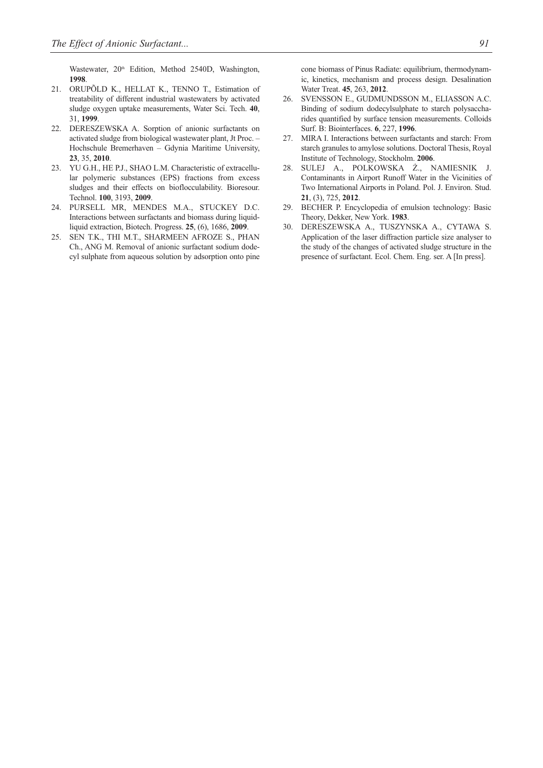Wastewater, 20th Edition, Method 2540D, Washington, **1998**.

21. ORUPÕLD K., HELLAT K., TENNO T., Estimation of treatability of different industrial wastewaters by activated sludge oxygen uptake measurements, Water Sci. Tech. **40**, 31, **1999**.
22. DERESZEWSKA A. Sorption of anionic surfactants on activated sludge from biological wastewater plant, Jt Proc. – Hochschule Bremerhaven – Gdynia Maritime University, **23**, 35, **2010**.
23. YU G.H., HE P.J., SHAO L.M. Characteristic of extracellular polymeric substances (EPS) fractions from excess sludges and their effects on bioflocculability. Bioresour. Technol. **100**, 3193, **2009**.
24. PURSELL MR, MENDES M.A., STUCKEY D.C. Interactions between surfactants and biomass during liquid-liquid extraction, Biotech. Progress. **25**, (6), 1686, **2009**.
25. SEN T.K., THI M.T., SHARMEEN AFROZE S., PHAN Ch., ANG M. Removal of anionic surfactant sodium dodecyl sulphate from aqueous solution by adsorption onto pine cone biomass of Pinus Radiate: equilibrium, thermodynamic, kinetics, mechanism and process design. Desalination Water Treat. **45**, 263, **2012**.
26. SVENSSON E., GUDMUNDSSON M., ELIASSON A.C. Binding of sodium dodecylsulphate to starch polysaccharides quantified by surface tension measurements. Colloids Surf. B: Biointerfaces. **6**, 227, **1996**.
27. MIRA I. Interactions between surfactants and starch: From starch granules to amylose solutions. Doctoral Thesis, Royal Institute of Technology, Stockholm. **2006**.
28. SULEJ A., POLKOWSKA Ż., NAMIESNIK J. Contaminants in Airport Runoff Water in the Vicinities of Two International Airports in Poland. Pol. J. Environ. Stud. **21**, (3), 725, **2012**.
29. BECHER P. Encyclopedia of emulsion technology: Basic Theory, Dekker, New York. **1983**.
30. DERESZEWSKA A., TUSZYNSKA A., CYTAWA S. Application of the laser diffraction particle size analyser to the study of the changes of activated sludge structure in the presence of surfactant. Ecol. Chem. Eng. ser. A [In press].